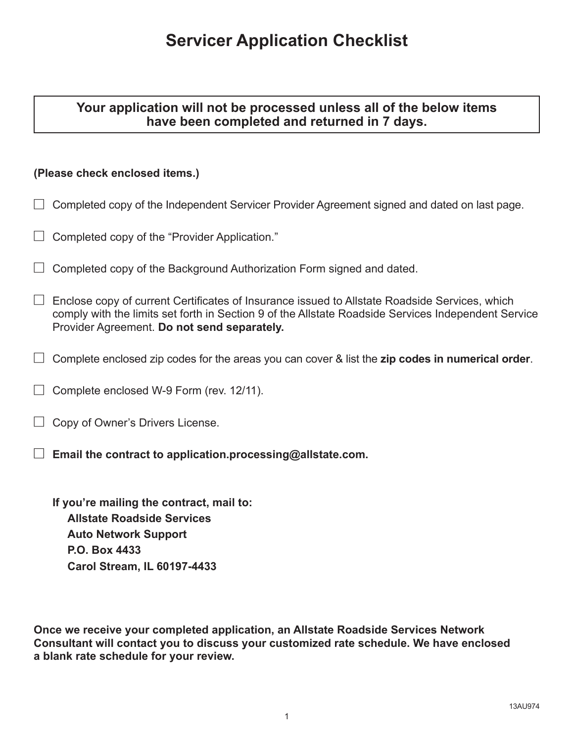# Servicer Application Checklist

**Your application will not be processed unless all of the below items have been completed and returned in 7 days.**

**(Please check enclosed items.)**

- ☐ Completed copy of the Independent Servicer Provider Agreement signed and dated on last page.
- ☐ Completed copy of the "Provider Application."
- ☐ Completed copy of the Background Authorization Form signed and dated.
- ☐ Enclose copy of current Certificates of Insurance issued to Allstate Roadside Services, which comply with the limits set forth in Section 9 of the Allstate Roadside Services Independent Service Provider Agreement. **Do not send separately.**
- ☐ Complete enclosed zip codes for the areas you can cover & list the **zip codes in numerical order**.
- ☐ Complete enclosed W-9 Form (rev. 12/11).
- ☐ Copy of Owner's Drivers License.
- ☐ **Email the contract to application.processing@allstate.com.**

**If you're mailing the contract, mail to:**
**Allstate Roadside Services**
**Auto Network Support**
**P.O. Box 4433**
**Carol Stream, IL 60197-4433**

**Once we receive your completed application, an Allstate Roadside Services Network Consultant will contact you to discuss your customized rate schedule. We have enclosed a blank rate schedule for your review.**

13AU974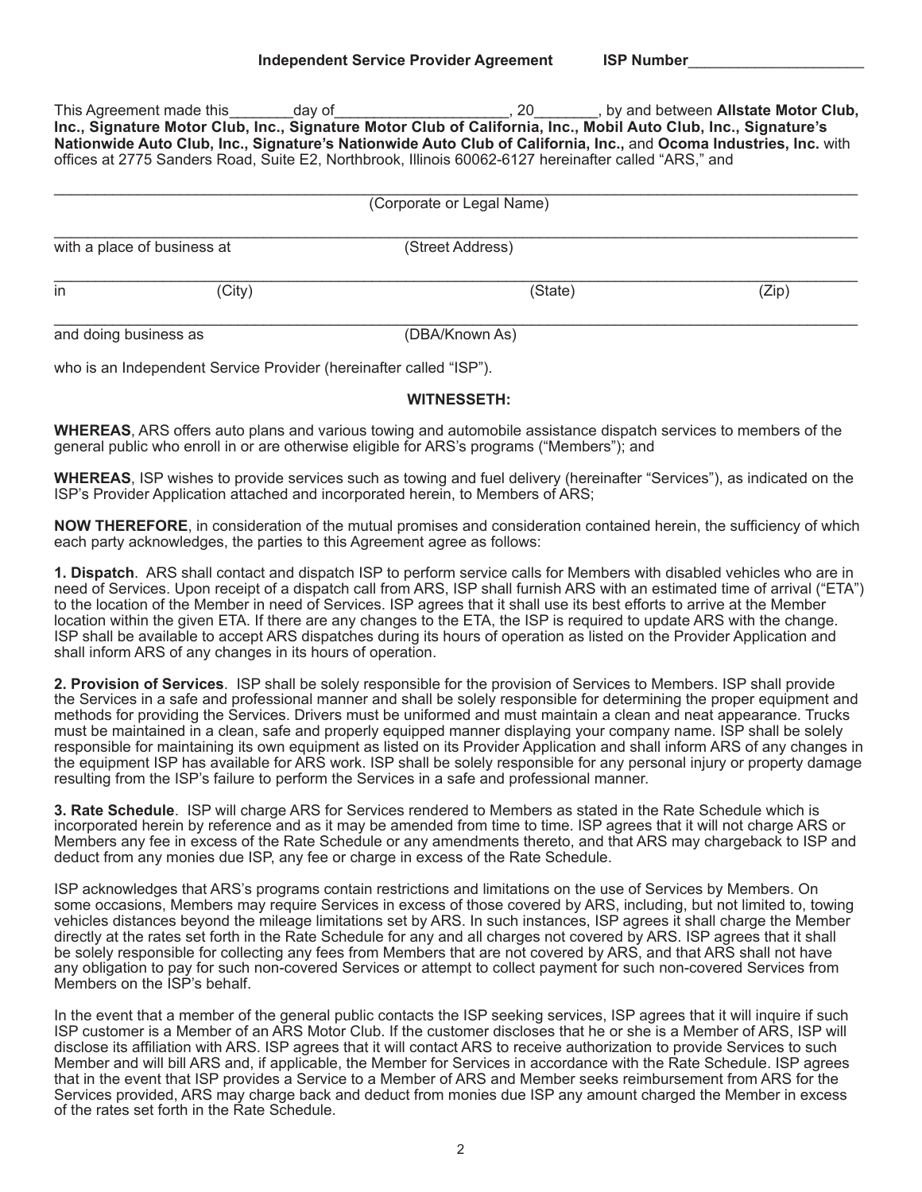**Independent Service Provider Agreement** **ISP Number**_____________________

This Agreement made this________day of_____________________, 20_______, by and between **Allstate Motor Club, Inc., Signature Motor Club, Inc., Signature Motor Club of California, Inc., Mobil Auto Club, Inc., Signature's Nationwide Auto Club, Inc., Signature's Nationwide Auto Club of California, Inc.,** and **Ocoma Industries, Inc.** with offices at 2775 Sanders Road, Suite E2, Northbrook, Illinois 60062-6127 hereinafter called "ARS," and

_____________________________________________________________________________
(Corporate or Legal Name)

_____________________________________________________________________________
with a place of business at (Street Address)

_____________________________________________________________________________
in (City) (State) (Zip)

_____________________________________________________________________________
and doing business as (DBA/Known As)

who is an Independent Service Provider (hereinafter called "ISP").

**WITNESSETH:**

**WHEREAS**, ARS offers auto plans and various towing and automobile assistance dispatch services to members of the general public who enroll in or are otherwise eligible for ARS's programs ("Members"); and

**WHEREAS**, ISP wishes to provide services such as towing and fuel delivery (hereinafter "Services"), as indicated on the ISP's Provider Application attached and incorporated herein, to Members of ARS;

**NOW THEREFORE**, in consideration of the mutual promises and consideration contained herein, the sufficiency of which each party acknowledges, the parties to this Agreement agree as follows:

**1. Dispatch**. ARS shall contact and dispatch ISP to perform service calls for Members with disabled vehicles who are in need of Services. Upon receipt of a dispatch call from ARS, ISP shall furnish ARS with an estimated time of arrival ("ETA") to the location of the Member in need of Services. ISP agrees that it shall use its best efforts to arrive at the Member location within the given ETA. If there are any changes to the ETA, the ISP is required to update ARS with the change. ISP shall be available to accept ARS dispatches during its hours of operation as listed on the Provider Application and shall inform ARS of any changes in its hours of operation.

**2. Provision of Services**. ISP shall be solely responsible for the provision of Services to Members. ISP shall provide the Services in a safe and professional manner and shall be solely responsible for determining the proper equipment and methods for providing the Services. Drivers must be uniformed and must maintain a clean and neat appearance. Trucks must be maintained in a clean, safe and properly equipped manner displaying your company name. ISP shall be solely responsible for maintaining its own equipment as listed on its Provider Application and shall inform ARS of any changes in the equipment ISP has available for ARS work. ISP shall be solely responsible for any personal injury or property damage resulting from the ISP's failure to perform the Services in a safe and professional manner.

**3. Rate Schedule**. ISP will charge ARS for Services rendered to Members as stated in the Rate Schedule which is incorporated herein by reference and as it may be amended from time to time. ISP agrees that it will not charge ARS or Members any fee in excess of the Rate Schedule or any amendments thereto, and that ARS may chargeback to ISP and deduct from any monies due ISP, any fee or charge in excess of the Rate Schedule.

ISP acknowledges that ARS's programs contain restrictions and limitations on the use of Services by Members. On some occasions, Members may require Services in excess of those covered by ARS, including, but not limited to, towing vehicles distances beyond the mileage limitations set by ARS. In such instances, ISP agrees it shall charge the Member directly at the rates set forth in the Rate Schedule for any and all charges not covered by ARS. ISP agrees that it shall be solely responsible for collecting any fees from Members that are not covered by ARS, and that ARS shall not have any obligation to pay for such non-covered Services or attempt to collect payment for such non-covered Services from Members on the ISP's behalf.

In the event that a member of the general public contacts the ISP seeking services, ISP agrees that it will inquire if such ISP customer is a Member of an ARS Motor Club. If the customer discloses that he or she is a Member of ARS, ISP will disclose its affiliation with ARS. ISP agrees that it will contact ARS to receive authorization to provide Services to such Member and will bill ARS and, if applicable, the Member for Services in accordance with the Rate Schedule. ISP agrees that in the event that ISP provides a Service to a Member of ARS and Member seeks reimbursement from ARS for the Services provided, ARS may charge back and deduct from monies due ISP any amount charged the Member in excess of the rates set forth in the Rate Schedule.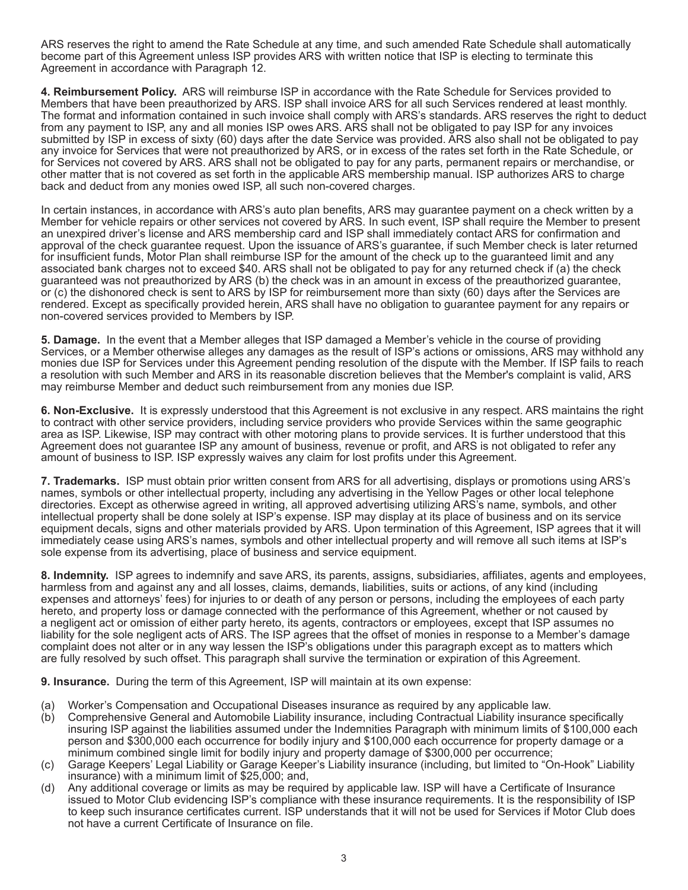ARS reserves the right to amend the Rate Schedule at any time, and such amended Rate Schedule shall automatically become part of this Agreement unless ISP provides ARS with written notice that ISP is electing to terminate this Agreement in accordance with Paragraph 12.

**4. Reimbursement Policy.** ARS will reimburse ISP in accordance with the Rate Schedule for Services provided to Members that have been preauthorized by ARS. ISP shall invoice ARS for all such Services rendered at least monthly. The format and information contained in such invoice shall comply with ARS's standards. ARS reserves the right to deduct from any payment to ISP, any and all monies ISP owes ARS. ARS shall not be obligated to pay ISP for any invoices submitted by ISP in excess of sixty (60) days after the date Service was provided. ARS also shall not be obligated to pay any invoice for Services that were not preauthorized by ARS, or in excess of the rates set forth in the Rate Schedule, or for Services not covered by ARS. ARS shall not be obligated to pay for any parts, permanent repairs or merchandise, or other matter that is not covered as set forth in the applicable ARS membership manual. ISP authorizes ARS to charge back and deduct from any monies owed ISP, all such non-covered charges.

In certain instances, in accordance with ARS's auto plan benefits, ARS may guarantee payment on a check written by a Member for vehicle repairs or other services not covered by ARS. In such event, ISP shall require the Member to present an unexpired driver's license and ARS membership card and ISP shall immediately contact ARS for confirmation and approval of the check guarantee request. Upon the issuance of ARS's guarantee, if such Member check is later returned for insufficient funds, Motor Plan shall reimburse ISP for the amount of the check up to the guaranteed limit and any associated bank charges not to exceed $40. ARS shall not be obligated to pay for any returned check if (a) the check guaranteed was not preauthorized by ARS (b) the check was in an amount in excess of the preauthorized guarantee, or (c) the dishonored check is sent to ARS by ISP for reimbursement more than sixty (60) days after the Services are rendered. Except as specifically provided herein, ARS shall have no obligation to guarantee payment for any repairs or non-covered services provided to Members by ISP.

**5. Damage.** In the event that a Member alleges that ISP damaged a Member's vehicle in the course of providing Services, or a Member otherwise alleges any damages as the result of ISP's actions or omissions, ARS may withhold any monies due ISP for Services under this Agreement pending resolution of the dispute with the Member. If ISP fails to reach a resolution with such Member and ARS in its reasonable discretion believes that the Member's complaint is valid, ARS may reimburse Member and deduct such reimbursement from any monies due ISP.

**6. Non-Exclusive.** It is expressly understood that this Agreement is not exclusive in any respect. ARS maintains the right to contract with other service providers, including service providers who provide Services within the same geographic area as ISP. Likewise, ISP may contract with other motoring plans to provide services. It is further understood that this Agreement does not guarantee ISP any amount of business, revenue or profit, and ARS is not obligated to refer any amount of business to ISP. ISP expressly waives any claim for lost profits under this Agreement.

**7. Trademarks.** ISP must obtain prior written consent from ARS for all advertising, displays or promotions using ARS's names, symbols or other intellectual property, including any advertising in the Yellow Pages or other local telephone directories. Except as otherwise agreed in writing, all approved advertising utilizing ARS's name, symbols, and other intellectual property shall be done solely at ISP's expense. ISP may display at its place of business and on its service equipment decals, signs and other materials provided by ARS. Upon termination of this Agreement, ISP agrees that it will immediately cease using ARS's names, symbols and other intellectual property and will remove all such items at ISP's sole expense from its advertising, place of business and service equipment.

**8. Indemnity.** ISP agrees to indemnify and save ARS, its parents, assigns, subsidiaries, affiliates, agents and employees, harmless from and against any and all losses, claims, demands, liabilities, suits or actions, of any kind (including expenses and attorneys' fees) for injuries to or death of any person or persons, including the employees of each party hereto, and property loss or damage connected with the performance of this Agreement, whether or not caused by a negligent act or omission of either party hereto, its agents, contractors or employees, except that ISP assumes no liability for the sole negligent acts of ARS. The ISP agrees that the offset of monies in response to a Member's damage complaint does not alter or in any way lessen the ISP's obligations under this paragraph except as to matters which are fully resolved by such offset. This paragraph shall survive the termination or expiration of this Agreement.

**9. Insurance.** During the term of this Agreement, ISP will maintain at its own expense:

(a) Worker's Compensation and Occupational Diseases insurance as required by any applicable law.

(b) Comprehensive General and Automobile Liability insurance, including Contractual Liability insurance specifically insuring ISP against the liabilities assumed under the Indemnities Paragraph with minimum limits of $100,000 each person and $300,000 each occurrence for bodily injury and $100,000 each occurrence for property damage or a minimum combined single limit for bodily injury and property damage of $300,000 per occurrence;

(c) Garage Keepers' Legal Liability or Garage Keeper's Liability insurance (including, but limited to "On-Hook" Liability insurance) with a minimum limit of $25,000; and,

(d) Any additional coverage or limits as may be required by applicable law. ISP will have a Certificate of Insurance issued to Motor Club evidencing ISP's compliance with these insurance requirements. It is the responsibility of ISP to keep such insurance certificates current. ISP understands that it will not be used for Services if Motor Club does not have a current Certificate of Insurance on file.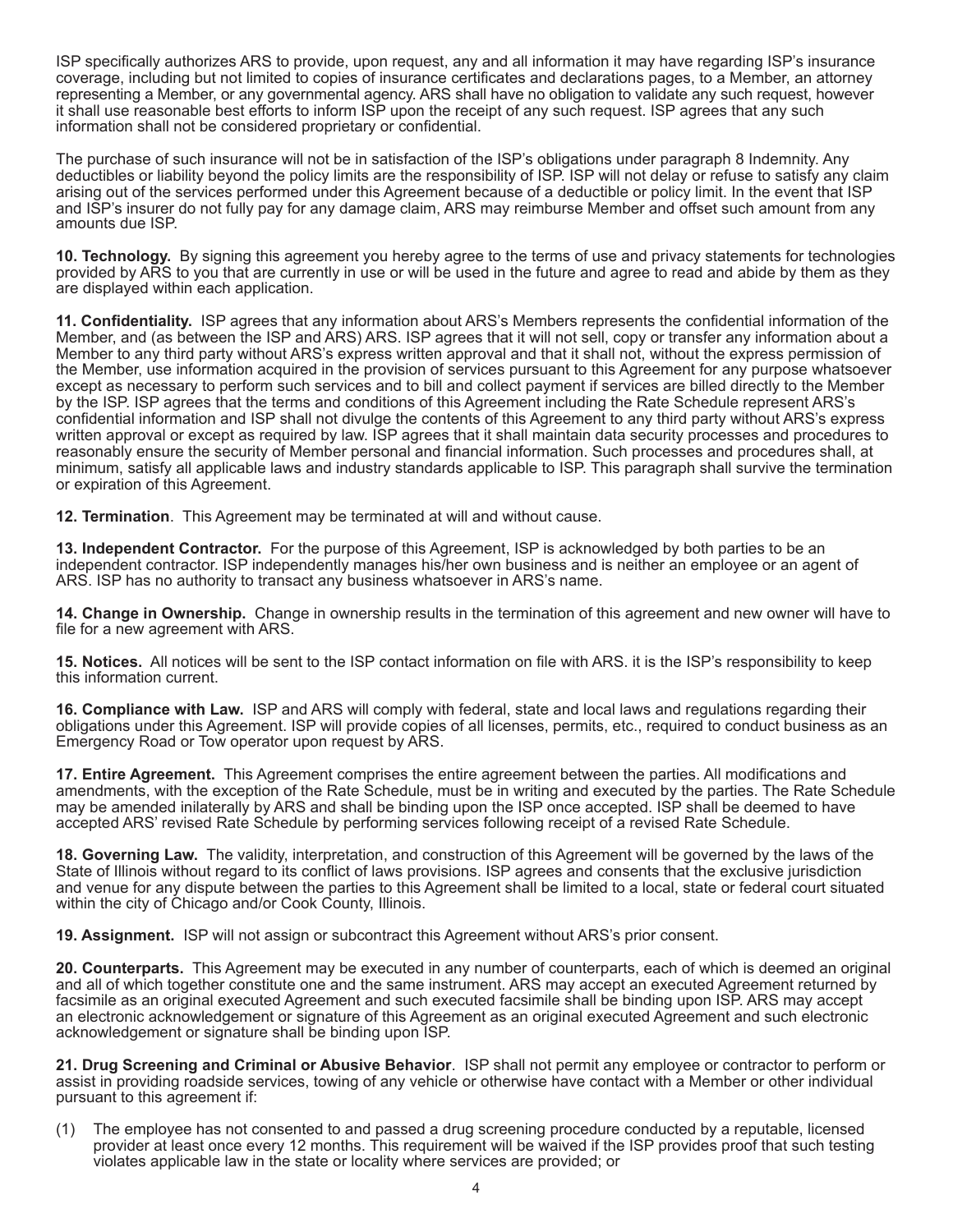ISP specifically authorizes ARS to provide, upon request, any and all information it may have regarding ISP's insurance coverage, including but not limited to copies of insurance certificates and declarations pages, to a Member, an attorney representing a Member, or any governmental agency. ARS shall have no obligation to validate any such request, however it shall use reasonable best efforts to inform ISP upon the receipt of any such request. ISP agrees that any such information shall not be considered proprietary or confidential.

The purchase of such insurance will not be in satisfaction of the ISP's obligations under paragraph 8 Indemnity. Any deductibles or liability beyond the policy limits are the responsibility of ISP. ISP will not delay or refuse to satisfy any claim arising out of the services performed under this Agreement because of a deductible or policy limit. In the event that ISP and ISP's insurer do not fully pay for any damage claim, ARS may reimburse Member and offset such amount from any amounts due ISP.

**10. Technology.** By signing this agreement you hereby agree to the terms of use and privacy statements for technologies provided by ARS to you that are currently in use or will be used in the future and agree to read and abide by them as they are displayed within each application.

**11. Confidentiality.** ISP agrees that any information about ARS's Members represents the confidential information of the Member, and (as between the ISP and ARS) ARS. ISP agrees that it will not sell, copy or transfer any information about a Member to any third party without ARS's express written approval and that it shall not, without the express permission of the Member, use information acquired in the provision of services pursuant to this Agreement for any purpose whatsoever except as necessary to perform such services and to bill and collect payment if services are billed directly to the Member by the ISP. ISP agrees that the terms and conditions of this Agreement including the Rate Schedule represent ARS's confidential information and ISP shall not divulge the contents of this Agreement to any third party without ARS's express written approval or except as required by law. ISP agrees that it shall maintain data security processes and procedures to reasonably ensure the security of Member personal and financial information. Such processes and procedures shall, at minimum, satisfy all applicable laws and industry standards applicable to ISP. This paragraph shall survive the termination or expiration of this Agreement.

**12. Termination**. This Agreement may be terminated at will and without cause.

**13. Independent Contractor.** For the purpose of this Agreement, ISP is acknowledged by both parties to be an independent contractor. ISP independently manages his/her own business and is neither an employee or an agent of ARS. ISP has no authority to transact any business whatsoever in ARS's name.

**14. Change in Ownership.** Change in ownership results in the termination of this agreement and new owner will have to file for a new agreement with ARS.

**15. Notices.** All notices will be sent to the ISP contact information on file with ARS. it is the ISP's responsibility to keep this information current.

**16. Compliance with Law.** ISP and ARS will comply with federal, state and local laws and regulations regarding their obligations under this Agreement. ISP will provide copies of all licenses, permits, etc., required to conduct business as an Emergency Road or Tow operator upon request by ARS.

**17. Entire Agreement.** This Agreement comprises the entire agreement between the parties. All modifications and amendments, with the exception of the Rate Schedule, must be in writing and executed by the parties. The Rate Schedule may be amended inilaterally by ARS and shall be binding upon the ISP once accepted. ISP shall be deemed to have accepted ARS' revised Rate Schedule by performing services following receipt of a revised Rate Schedule.

**18. Governing Law.** The validity, interpretation, and construction of this Agreement will be governed by the laws of the State of Illinois without regard to its conflict of laws provisions. ISP agrees and consents that the exclusive jurisdiction and venue for any dispute between the parties to this Agreement shall be limited to a local, state or federal court situated within the city of Chicago and/or Cook County, Illinois.

**19. Assignment.** ISP will not assign or subcontract this Agreement without ARS's prior consent.

**20. Counterparts.** This Agreement may be executed in any number of counterparts, each of which is deemed an original and all of which together constitute one and the same instrument. ARS may accept an executed Agreement returned by facsimile as an original executed Agreement and such executed facsimile shall be binding upon ISP. ARS may accept an electronic acknowledgement or signature of this Agreement as an original executed Agreement and such electronic acknowledgement or signature shall be binding upon ISP.

**21. Drug Screening and Criminal or Abusive Behavior**. ISP shall not permit any employee or contractor to perform or assist in providing roadside services, towing of any vehicle or otherwise have contact with a Member or other individual pursuant to this agreement if:

(1) The employee has not consented to and passed a drug screening procedure conducted by a reputable, licensed provider at least once every 12 months. This requirement will be waived if the ISP provides proof that such testing violates applicable law in the state or locality where services are provided; or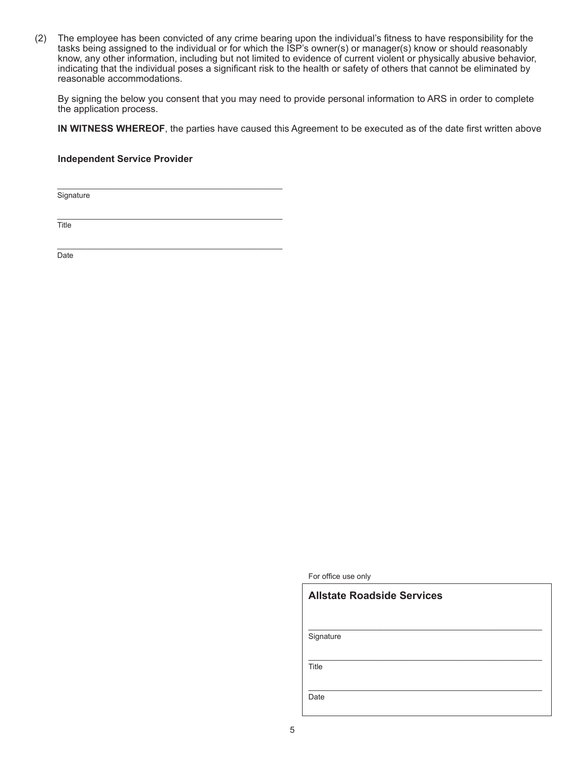(2) The employee has been convicted of any crime bearing upon the individual's fitness to have responsibility for the tasks being assigned to the individual or for which the ISP's owner(s) or manager(s) know or should reasonably know, any other information, including but not limited to evidence of current violent or physically abusive behavior, indicating that the individual poses a significant risk to the health or safety of others that cannot be eliminated by reasonable accommodations.

By signing the below you consent that you may need to provide personal information to ARS in order to complete the application process.

**IN WITNESS WHEREOF**, the parties have caused this Agreement to be executed as of the date first written above

**Independent Service Provider**

\_\_\_\_\_\_\_\_\_\_\_\_\_\_\_\_\_\_\_\_\_\_\_\_\_\_\_\_\_\_\_\_\_\_\_\_\_\_\_\_
Signature

\_\_\_\_\_\_\_\_\_\_\_\_\_\_\_\_\_\_\_\_\_\_\_\_\_\_\_\_\_\_\_\_\_\_\_\_\_\_\_\_
Title

\_\_\_\_\_\_\_\_\_\_\_\_\_\_\_\_\_\_\_\_\_\_\_\_\_\_\_\_\_\_\_\_\_\_\_\_\_\_\_\_
Date

For office use only

**Allstate Roadside Services**

\_\_\_\_\_\_\_\_\_\_\_\_\_\_\_\_\_\_\_\_\_\_\_\_\_\_\_\_\_\_\_\_\_\_\_\_\_\_\_\_
Signature

\_\_\_\_\_\_\_\_\_\_\_\_\_\_\_\_\_\_\_\_\_\_\_\_\_\_\_\_\_\_\_\_\_\_\_\_\_\_\_\_
Title

\_\_\_\_\_\_\_\_\_\_\_\_\_\_\_\_\_\_\_\_\_\_\_\_\_\_\_\_\_\_\_\_\_\_\_\_\_\_\_\_
Date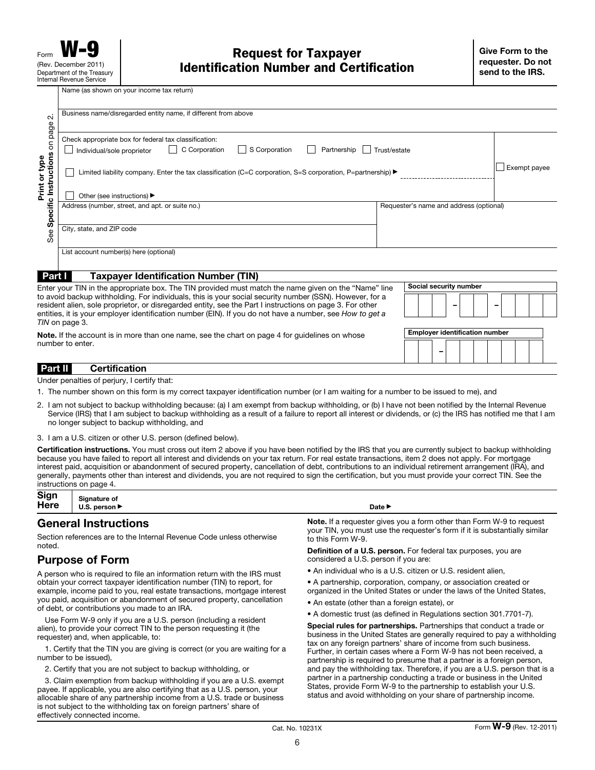Form **W-9**
(Rev. December 2011)
Department of the Treasury
Internal Revenue Service

# Request for Taxpayer Identification Number and Certification

**Give Form to the requester. Do not send to the IRS.**

Print or type
See **Specific Instructions** on page 2.

Name (as shown on your income tax return)

Business name/disregarded entity name, if different from above

Check appropriate box for federal tax classification:
☐ Individual/sole proprietor ☐ C Corporation ☐ S Corporation ☐ Partnership ☐ Trust/estate

☐ Limited liability company. Enter the tax classification (C=C corporation, S=S corporation, P=partnership) ▶

☐ Exempt payee

☐ Other (see instructions) ▶

Address (number, street, and apt. or suite no.)

Requester's name and address (optional)

City, state, and ZIP code

List account number(s) here (optional)

## Part I Taxpayer Identification Number (TIN)

Enter your TIN in the appropriate box. The TIN provided must match the name given on the "Name" line to avoid backup withholding. For individuals, this is your social security number (SSN). However, for a resident alien, sole proprietor, or disregarded entity, see the Part I instructions on page 3. For other entities, it is your employer identification number (EIN). If you do not have a number, see *How to get a TIN* on page 3.

**Note.** If the account is in more than one name, see the chart on page 4 for guidelines on whose number to enter.

**Social security number**
☐☐☐ – ☐☐ – ☐☐☐☐

**Employer identification number**
☐☐ – ☐☐☐☐☐☐☐

## Part II Certification

Under penalties of perjury, I certify that:

1. The number shown on this form is my correct taxpayer identification number (or I am waiting for a number to be issued to me), and
2. I am not subject to backup withholding because: (a) I am exempt from backup withholding, or (b) I have not been notified by the Internal Revenue Service (IRS) that I am subject to backup withholding as a result of a failure to report all interest or dividends, or (c) the IRS has notified me that I am no longer subject to backup withholding, and
3. I am a U.S. citizen or other U.S. person (defined below).

**Certification instructions.** You must cross out item 2 above if you have been notified by the IRS that you are currently subject to backup withholding because you have failed to report all interest and dividends on your tax return. For real estate transactions, item 2 does not apply. For mortgage interest paid, acquisition or abandonment of secured property, cancellation of debt, contributions to an individual retirement arrangement (IRA), and generally, payments other than interest and dividends, you are not required to sign the certification, but you must provide your correct TIN. See the instructions on page 4.

**Sign Here** **Signature of U.S. person ▶** **Date ▶**

## General Instructions

Section references are to the Internal Revenue Code unless otherwise noted.

## Purpose of Form

A person who is required to file an information return with the IRS must obtain your correct taxpayer identification number (TIN) to report, for example, income paid to you, real estate transactions, mortgage interest you paid, acquisition or abandonment of secured property, cancellation of debt, or contributions you made to an IRA.

Use Form W-9 only if you are a U.S. person (including a resident alien), to provide your correct TIN to the person requesting it (the requester) and, when applicable, to:

1. Certify that the TIN you are giving is correct (or you are waiting for a number to be issued),

2. Certify that you are not subject to backup withholding, or

3. Claim exemption from backup withholding if you are a U.S. exempt payee. If applicable, you are also certifying that as a U.S. person, your allocable share of any partnership income from a U.S. trade or business is not subject to the withholding tax on foreign partners' share of effectively connected income.

**Note.** If a requester gives you a form other than Form W-9 to request your TIN, you must use the requester's form if it is substantially similar to this Form W-9.

**Definition of a U.S. person.** For federal tax purposes, you are considered a U.S. person if you are:

- An individual who is a U.S. citizen or U.S. resident alien,
- A partnership, corporation, company, or association created or organized in the United States or under the laws of the United States,
- An estate (other than a foreign estate), or
- A domestic trust (as defined in Regulations section 301.7701-7).

**Special rules for partnerships.** Partnerships that conduct a trade or business in the United States are generally required to pay a withholding tax on any foreign partners' share of income from such business. Further, in certain cases where a Form W-9 has not been received, a partnership is required to presume that a partner is a foreign person, and pay the withholding tax. Therefore, if you are a U.S. person that is a partner in a partnership conducting a trade or business in the United States, provide Form W-9 to the partnership to establish your U.S. status and avoid withholding on your share of partnership income.

Cat. No. 10231X Form **W-9** (Rev. 12-2011)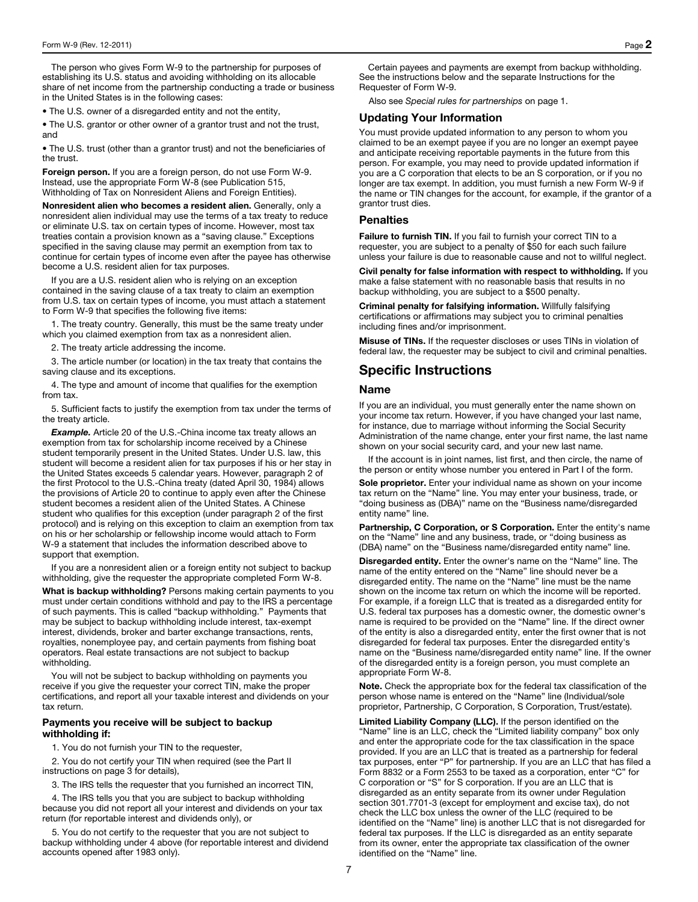The person who gives Form W-9 to the partnership for purposes of establishing its U.S. status and avoiding withholding on its allocable share of net income from the partnership conducting a trade or business in the United States is in the following cases:

- The U.S. owner of a disregarded entity and not the entity,
- The U.S. grantor or other owner of a grantor trust and not the trust, and
- The U.S. trust (other than a grantor trust) and not the beneficiaries of the trust.

**Foreign person.** If you are a foreign person, do not use Form W-9. Instead, use the appropriate Form W-8 (see Publication 515, Withholding of Tax on Nonresident Aliens and Foreign Entities).

**Nonresident alien who becomes a resident alien.** Generally, only a nonresident alien individual may use the terms of a tax treaty to reduce or eliminate U.S. tax on certain types of income. However, most tax treaties contain a provision known as a "saving clause." Exceptions specified in the saving clause may permit an exemption from tax to continue for certain types of income even after the payee has otherwise become a U.S. resident alien for tax purposes.

If you are a U.S. resident alien who is relying on an exception contained in the saving clause of a tax treaty to claim an exemption from U.S. tax on certain types of income, you must attach a statement to Form W-9 that specifies the following five items:

1. The treaty country. Generally, this must be the same treaty under which you claimed exemption from tax as a nonresident alien.
2. The treaty article addressing the income.
3. The article number (or location) in the tax treaty that contains the saving clause and its exceptions.
4. The type and amount of income that qualifies for the exemption from tax.
5. Sufficient facts to justify the exemption from tax under the terms of the treaty article.

***Example.*** Article 20 of the U.S.-China income tax treaty allows an exemption from tax for scholarship income received by a Chinese student temporarily present in the United States. Under U.S. law, this student will become a resident alien for tax purposes if his or her stay in the United States exceeds 5 calendar years. However, paragraph 2 of the first Protocol to the U.S.-China treaty (dated April 30, 1984) allows the provisions of Article 20 to continue to apply even after the Chinese student becomes a resident alien of the United States. A Chinese student who qualifies for this exception (under paragraph 2 of the first protocol) and is relying on this exception to claim an exemption from tax on his or her scholarship or fellowship income would attach to Form W-9 a statement that includes the information described above to support that exemption.

If you are a nonresident alien or a foreign entity not subject to backup withholding, give the requester the appropriate completed Form W-8.

**What is backup withholding?** Persons making certain payments to you must under certain conditions withhold and pay to the IRS a percentage of such payments. This is called "backup withholding." Payments that may be subject to backup withholding include interest, tax-exempt interest, dividends, broker and barter exchange transactions, rents, royalties, nonemployee pay, and certain payments from fishing boat operators. Real estate transactions are not subject to backup withholding.

You will not be subject to backup withholding on payments you receive if you give the requester your correct TIN, make the proper certifications, and report all your taxable interest and dividends on your tax return.

#### Payments you receive will be subject to backup withholding if:

1. You do not furnish your TIN to the requester,
2. You do not certify your TIN when required (see the Part II instructions on page 3 for details),
3. The IRS tells the requester that you furnished an incorrect TIN,
4. The IRS tells you that you are subject to backup withholding because you did not report all your interest and dividends on your tax return (for reportable interest and dividends only), or
5. You do not certify to the requester that you are not subject to backup withholding under 4 above (for reportable interest and dividend accounts opened after 1983 only).

Certain payees and payments are exempt from backup withholding. See the instructions below and the separate Instructions for the Requester of Form W-9.

Also see *Special rules for partnerships* on page 1.

### Updating Your Information

You must provide updated information to any person to whom you claimed to be an exempt payee if you are no longer an exempt payee and anticipate receiving reportable payments in the future from this person. For example, you may need to provide updated information if you are a C corporation that elects to be an S corporation, or if you no longer are tax exempt. In addition, you must furnish a new Form W-9 if the name or TIN changes for the account, for example, if the grantor of a grantor trust dies.

### Penalties

**Failure to furnish TIN.** If you fail to furnish your correct TIN to a requester, you are subject to a penalty of $50 for each such failure unless your failure is due to reasonable cause and not to willful neglect.

**Civil penalty for false information with respect to withholding.** If you make a false statement with no reasonable basis that results in no backup withholding, you are subject to a $500 penalty.

**Criminal penalty for falsifying information.** Willfully falsifying certifications or affirmations may subject you to criminal penalties including fines and/or imprisonment.

**Misuse of TINs.** If the requester discloses or uses TINs in violation of federal law, the requester may be subject to civil and criminal penalties.

## Specific Instructions

### Name

If you are an individual, you must generally enter the name shown on your income tax return. However, if you have changed your last name, for instance, due to marriage without informing the Social Security Administration of the name change, enter your first name, the last name shown on your social security card, and your new last name.

If the account is in joint names, list first, and then circle, the name of the person or entity whose number you entered in Part I of the form.

**Sole proprietor.** Enter your individual name as shown on your income tax return on the "Name" line. You may enter your business, trade, or "doing business as (DBA)" name on the "Business name/disregarded entity name" line.

**Partnership, C Corporation, or S Corporation.** Enter the entity's name on the "Name" line and any business, trade, or "doing business as (DBA) name" on the "Business name/disregarded entity name" line.

**Disregarded entity.** Enter the owner's name on the "Name" line. The name of the entity entered on the "Name" line should never be a disregarded entity. The name on the "Name" line must be the name shown on the income tax return on which the income will be reported. For example, if a foreign LLC that is treated as a disregarded entity for U.S. federal tax purposes has a domestic owner, the domestic owner's name is required to be provided on the "Name" line. If the direct owner of the entity is also a disregarded entity, enter the first owner that is not disregarded for federal tax purposes. Enter the disregarded entity's name on the "Business name/disregarded entity name" line. If the owner of the disregarded entity is a foreign person, you must complete an appropriate Form W-8.

**Note.** Check the appropriate box for the federal tax classification of the person whose name is entered on the "Name" line (Individual/sole proprietor, Partnership, C Corporation, S Corporation, Trust/estate).

**Limited Liability Company (LLC).** If the person identified on the "Name" line is an LLC, check the "Limited liability company" box only and enter the appropriate code for the tax classification in the space provided. If you are an LLC that is treated as a partnership for federal tax purposes, enter "P" for partnership. If you are an LLC that has filed a Form 8832 or a Form 2553 to be taxed as a corporation, enter "C" for C corporation or "S" for S corporation. If you are an LLC that is disregarded as an entity separate from its owner under Regulation section 301.7701-3 (except for employment and excise tax), do not check the LLC box unless the owner of the LLC (required to be identified on the "Name" line) is another LLC that is not disregarded for federal tax purposes. If the LLC is disregarded as an entity separate from its owner, enter the appropriate tax classification of the owner identified on the "Name" line.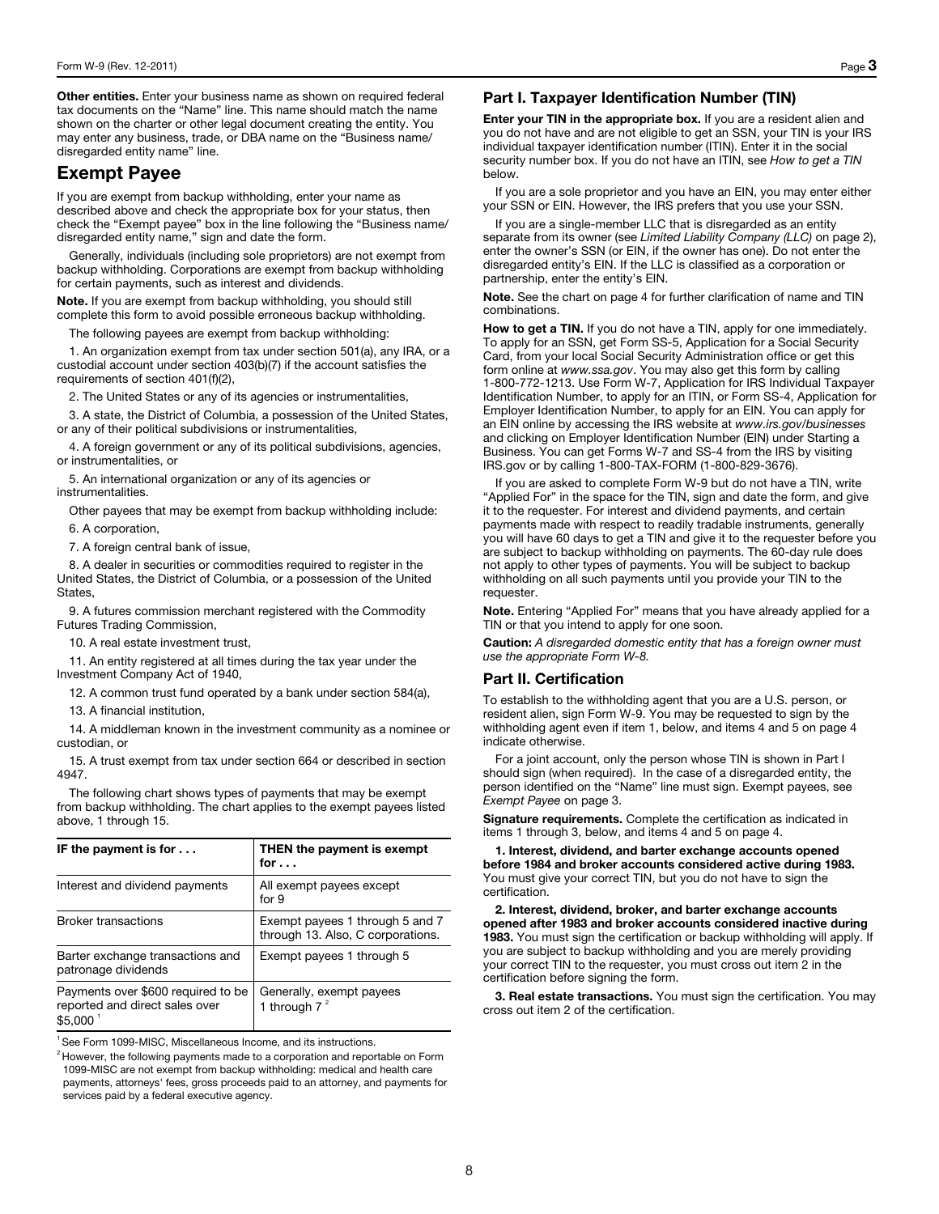**Other entities.** Enter your business name as shown on required federal tax documents on the "Name" line. This name should match the name shown on the charter or other legal document creating the entity. You may enter any business, trade, or DBA name on the "Business name/ disregarded entity name" line.

## Exempt Payee

If you are exempt from backup withholding, enter your name as described above and check the appropriate box for your status, then check the "Exempt payee" box in the line following the "Business name/ disregarded entity name," sign and date the form.

Generally, individuals (including sole proprietors) are not exempt from backup withholding. Corporations are exempt from backup withholding for certain payments, such as interest and dividends.

**Note.** If you are exempt from backup withholding, you should still complete this form to avoid possible erroneous backup withholding.

The following payees are exempt from backup withholding:

1. An organization exempt from tax under section 501(a), any IRA, or a custodial account under section 403(b)(7) if the account satisfies the requirements of section 401(f)(2),

2. The United States or any of its agencies or instrumentalities,

3. A state, the District of Columbia, a possession of the United States, or any of their political subdivisions or instrumentalities,

4. A foreign government or any of its political subdivisions, agencies, or instrumentalities, or

5. An international organization or any of its agencies or instrumentalities.

Other payees that may be exempt from backup withholding include:

6. A corporation,

7. A foreign central bank of issue,

8. A dealer in securities or commodities required to register in the United States, the District of Columbia, or a possession of the United States,

9. A futures commission merchant registered with the Commodity Futures Trading Commission,

10. A real estate investment trust,

11. An entity registered at all times during the tax year under the Investment Company Act of 1940,

12. A common trust fund operated by a bank under section 584(a),

13. A financial institution,

14. A middleman known in the investment community as a nominee or custodian, or

15. A trust exempt from tax under section 664 or described in section 4947.

The following chart shows types of payments that may be exempt from backup withholding. The chart applies to the exempt payees listed above, 1 through 15.

| IF the payment is for . . . | THEN the payment is exempt for . . . |
|---|---|
| Interest and dividend payments | All exempt payees except for 9 |
| Broker transactions | Exempt payees 1 through 5 and 7 through 13. Also, C corporations. |
| Barter exchange transactions and patronage dividends | Exempt payees 1 through 5 |
| Payments over $600 required to be reported and direct sales over $5,000 [1] | Generally, exempt payees 1 through 7 [2] |

[1] See Form 1099-MISC, Miscellaneous Income, and its instructions.

[2] However, the following payments made to a corporation and reportable on Form 1099-MISC are not exempt from backup withholding: medical and health care payments, attorneys' fees, gross proceeds paid to an attorney, and payments for services paid by a federal executive agency.

### Part I. Taxpayer Identification Number (TIN)

**Enter your TIN in the appropriate box.** If you are a resident alien and you do not have and are not eligible to get an SSN, your TIN is your IRS individual taxpayer identification number (ITIN). Enter it in the social security number box. If you do not have an ITIN, see *How to get a TIN* below.

If you are a sole proprietor and you have an EIN, you may enter either your SSN or EIN. However, the IRS prefers that you use your SSN.

If you are a single-member LLC that is disregarded as an entity separate from its owner (see *Limited Liability Company (LLC)* on page 2), enter the owner's SSN (or EIN, if the owner has one). Do not enter the disregarded entity's EIN. If the LLC is classified as a corporation or partnership, enter the entity's EIN.

**Note.** See the chart on page 4 for further clarification of name and TIN combinations.

**How to get a TIN.** If you do not have a TIN, apply for one immediately. To apply for an SSN, get Form SS-5, Application for a Social Security Card, from your local Social Security Administration office or get this form online at *www.ssa.gov*. You may also get this form by calling 1-800-772-1213. Use Form W-7, Application for IRS Individual Taxpayer Identification Number, to apply for an ITIN, or Form SS-4, Application for Employer Identification Number, to apply for an EIN. You can apply for an EIN online by accessing the IRS website at *www.irs.gov/businesses* and clicking on Employer Identification Number (EIN) under Starting a Business. You can get Forms W-7 and SS-4 from the IRS by visiting IRS.gov or by calling 1-800-TAX-FORM (1-800-829-3676).

If you are asked to complete Form W-9 but do not have a TIN, write "Applied For" in the space for the TIN, sign and date the form, and give it to the requester. For interest and dividend payments, and certain payments made with respect to readily tradable instruments, generally you will have 60 days to get a TIN and give it to the requester before you are subject to backup withholding on payments. The 60-day rule does not apply to other types of payments. You will be subject to backup withholding on all such payments until you provide your TIN to the requester.

**Note.** Entering "Applied For" means that you have already applied for a TIN or that you intend to apply for one soon.

**Caution:** *A disregarded domestic entity that has a foreign owner must use the appropriate Form W-8.*

### Part II. Certification

To establish to the withholding agent that you are a U.S. person, or resident alien, sign Form W-9. You may be requested to sign by the withholding agent even if item 1, below, and items 4 and 5 on page 4 indicate otherwise.

For a joint account, only the person whose TIN is shown in Part I should sign (when required). In the case of a disregarded entity, the person identified on the "Name" line must sign. Exempt payees, see *Exempt Payee* on page 3.

**Signature requirements.** Complete the certification as indicated in items 1 through 3, below, and items 4 and 5 on page 4.

**1. Interest, dividend, and barter exchange accounts opened before 1984 and broker accounts considered active during 1983.** You must give your correct TIN, but you do not have to sign the certification.

**2. Interest, dividend, broker, and barter exchange accounts opened after 1983 and broker accounts considered inactive during 1983.** You must sign the certification or backup withholding will apply. If you are subject to backup withholding and you are merely providing your correct TIN to the requester, you must cross out item 2 in the certification before signing the form.

**3. Real estate transactions.** You must sign the certification. You may cross out item 2 of the certification.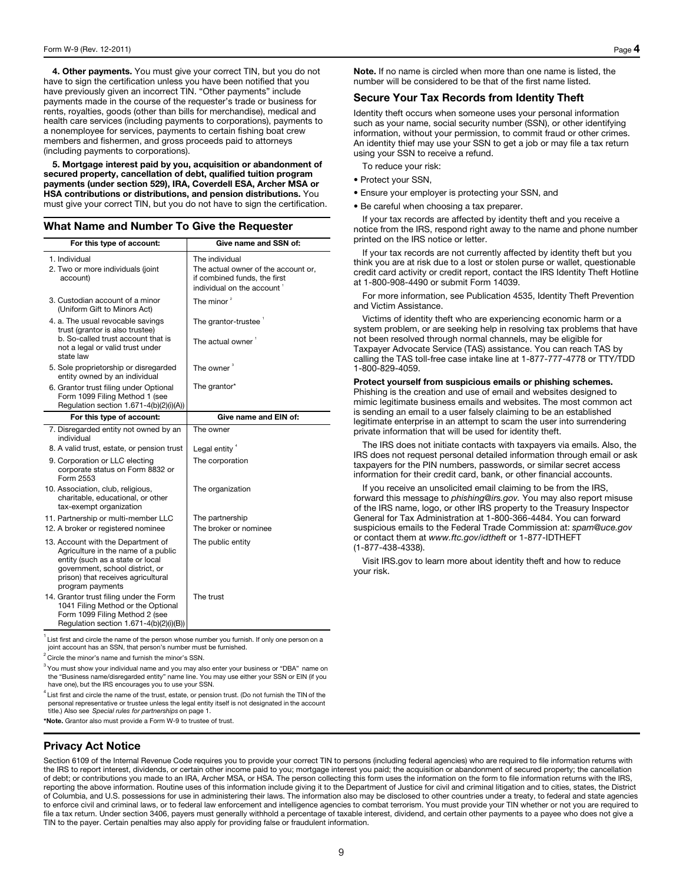**4. Other payments.** You must give your correct TIN, but you do not have to sign the certification unless you have been notified that you have previously given an incorrect TIN. "Other payments" include payments made in the course of the requester's trade or business for rents, royalties, goods (other than bills for merchandise), medical and health care services (including payments to corporations), payments to a nonemployee for services, payments to certain fishing boat crew members and fishermen, and gross proceeds paid to attorneys (including payments to corporations).

**5. Mortgage interest paid by you, acquisition or abandonment of secured property, cancellation of debt, qualified tuition program payments (under section 529), IRA, Coverdell ESA, Archer MSA or HSA contributions or distributions, and pension distributions.** You must give your correct TIN, but you do not have to sign the certification.

## What Name and Number To Give the Requester

| For this type of account: | Give name and SSN of: |
|---|---|
| 1. Individual | The individual |
| 2. Two or more individuals (joint account) | The actual owner of the account or, if combined funds, the first individual on the account [1] |
| 3. Custodian account of a minor (Uniform Gift to Minors Act) | The minor [2] |
| 4. a. The usual revocable savings trust (grantor is also trustee) | The grantor-trustee [1] |
| b. So-called trust account that is not a legal or valid trust under state law | The actual owner [1] |
| 5. Sole proprietorship or disregarded entity owned by an individual | The owner [3] |
| 6. Grantor trust filing under Optional Form 1099 Filing Method 1 (see Regulation section 1.671-4(b)(2)(i)(A)) | The grantor* |
| **For this type of account:** | **Give name and EIN of:** |
| 7. Disregarded entity not owned by an individual | The owner |
| 8. A valid trust, estate, or pension trust | Legal entity [4] |
| 9. Corporation or LLC electing corporate status on Form 8832 or Form 2553 | The corporation |
| 10. Association, club, religious, charitable, educational, or other tax-exempt organization | The organization |
| 11. Partnership or multi-member LLC | The partnership |
| 12. A broker or registered nominee | The broker or nominee |
| 13. Account with the Department of Agriculture in the name of a public entity (such as a state or local government, school district, or prison) that receives agricultural program payments | The public entity |
| 14. Grantor trust filing under the Form 1041 Filing Method or the Optional Form 1099 Filing Method 2 (see Regulation section 1.671-4(b)(2)(i)(B)) | The trust |

[1] List first and circle the name of the person whose number you furnish. If only one person on a joint account has an SSN, that person's number must be furnished.

[2] Circle the minor's name and furnish the minor's SSN.

[3] You must show your individual name and you may also enter your business or "DBA" name on the "Business name/disregarded entity" name line. You may use either your SSN or EIN (if you have one), but the IRS encourages you to use your SSN.

[4] List first and circle the name of the trust, estate, or pension trust. (Do not furnish the TIN of the personal representative or trustee unless the legal entity itself is not designated in the account title.) Also see *Special rules for partnerships* on page 1.

***Note.** Grantor also must provide a Form W-9 to trustee of trust.

**Note.** If no name is circled when more than one name is listed, the number will be considered to be that of the first name listed.

## Secure Your Tax Records from Identity Theft

Identity theft occurs when someone uses your personal information such as your name, social security number (SSN), or other identifying information, without your permission, to commit fraud or other crimes. An identity thief may use your SSN to get a job or may file a tax return using your SSN to receive a refund.

To reduce your risk:

- Protect your SSN,
- Ensure your employer is protecting your SSN, and
- Be careful when choosing a tax preparer.

If your tax records are affected by identity theft and you receive a notice from the IRS, respond right away to the name and phone number printed on the IRS notice or letter.

If your tax records are not currently affected by identity theft but you think you are at risk due to a lost or stolen purse or wallet, questionable credit card activity or credit report, contact the IRS Identity Theft Hotline at 1-800-908-4490 or submit Form 14039.

For more information, see Publication 4535, Identity Theft Prevention and Victim Assistance.

Victims of identity theft who are experiencing economic harm or a system problem, or are seeking help in resolving tax problems that have not been resolved through normal channels, may be eligible for Taxpayer Advocate Service (TAS) assistance. You can reach TAS by calling the TAS toll-free case intake line at 1-877-777-4778 or TTY/TDD 1-800-829-4059.

**Protect yourself from suspicious emails or phishing schemes.** Phishing is the creation and use of email and websites designed to mimic legitimate business emails and websites. The most common act is sending an email to a user falsely claiming to be an established legitimate enterprise in an attempt to scam the user into surrendering private information that will be used for identity theft.

The IRS does not initiate contacts with taxpayers via emails. Also, the IRS does not request personal detailed information through email or ask taxpayers for the PIN numbers, passwords, or similar secret access information for their credit card, bank, or other financial accounts.

If you receive an unsolicited email claiming to be from the IRS, forward this message to *phishing@irs.gov.* You may also report misuse of the IRS name, logo, or other IRS property to the Treasury Inspector General for Tax Administration at 1-800-366-4484. You can forward suspicious emails to the Federal Trade Commission at: *spam@uce.gov* or contact them at *www.ftc.gov/idtheft* or 1-877-IDTHEFT (1-877-438-4338).

Visit IRS.gov to learn more about identity theft and how to reduce your risk.

## Privacy Act Notice

Section 6109 of the Internal Revenue Code requires you to provide your correct TIN to persons (including federal agencies) who are required to file information returns with the IRS to report interest, dividends, or certain other income paid to you; mortgage interest you paid; the acquisition or abandonment of secured property; the cancellation of debt; or contributions you made to an IRA, Archer MSA, or HSA. The person collecting this form uses the information on the form to file information returns with the IRS, reporting the above information. Routine uses of this information include giving it to the Department of Justice for civil and criminal litigation and to cities, states, the District of Columbia, and U.S. possessions for use in administering their laws. The information also may be disclosed to other countries under a treaty, to federal and state agencies to enforce civil and criminal laws, or to federal law enforcement and intelligence agencies to combat terrorism. You must provide your TIN whether or not you are required to file a tax return. Under section 3406, payers must generally withhold a percentage of taxable interest, dividend, and certain other payments to a payee who does not give a TIN to the payer. Certain penalties may also apply for providing false or fraudulent information.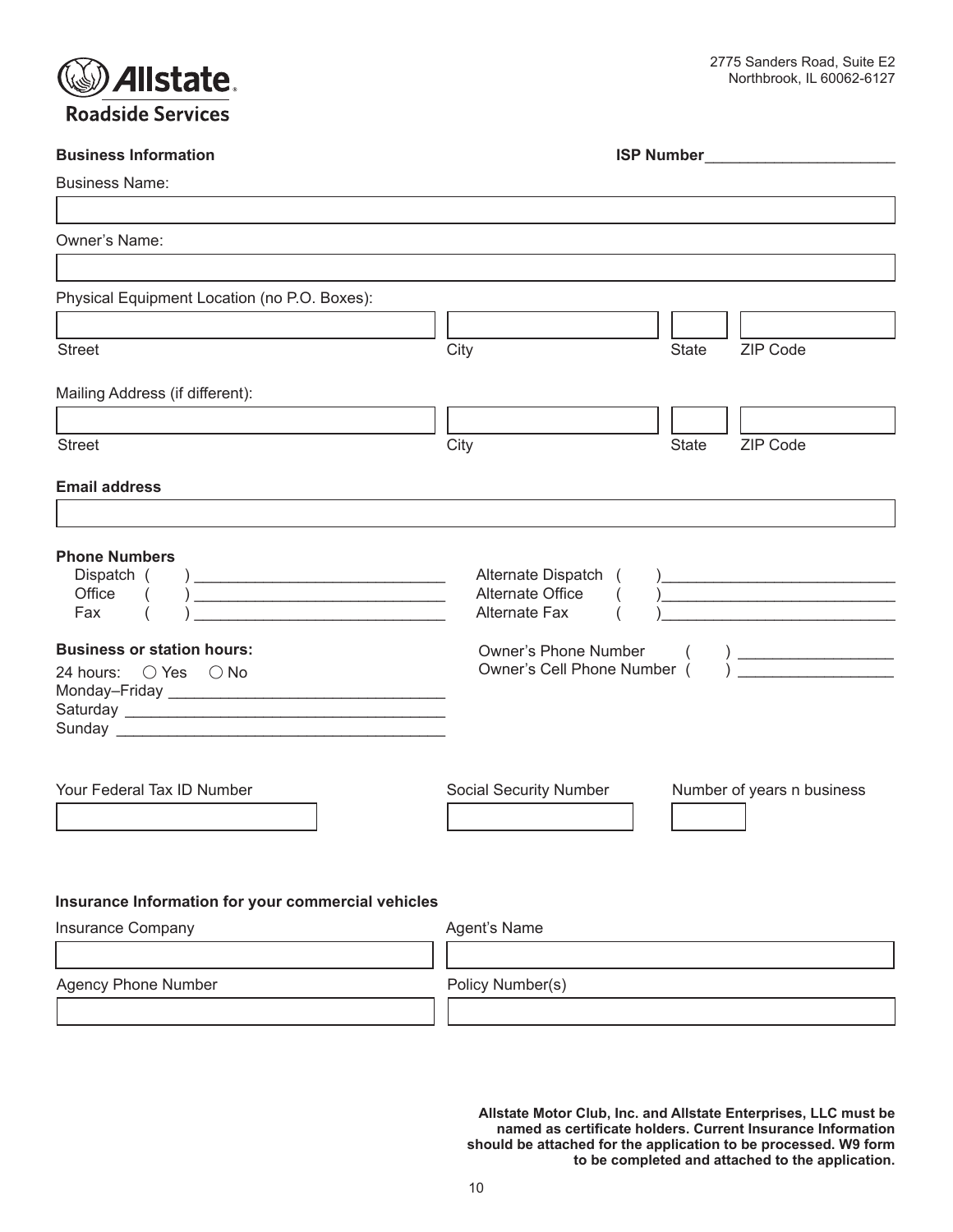**Allstate Roadside Services**

2775 Sanders Road, Suite E2
Northbrook, IL 60062-6127

**Business Information** **ISP Number**______________________

Business Name:

Owner's Name:

Physical Equipment Location (no P.O. Boxes):

| Street | City | State | ZIP Code |
|---|---|---|---|
| | | | |

Mailing Address (if different):

| Street | City | State | ZIP Code |
|---|---|---|---|
| | | | |

**Email address**

**Phone Numbers**

Dispatch ( ) ____________________________
Office ( ) ____________________________
Fax ( ) ____________________________

Alternate Dispatch ( )____________________________
Alternate Office ( )____________________________
Alternate Fax ( )____________________________

**Business or station hours:**

24 hours: ○ Yes ○ No
Monday–Friday ______________________________
Saturday ___________________________________
Sunday ____________________________________

Owner's Phone Number ( ) _________________
Owner's Cell Phone Number ( ) _________________

| Your Federal Tax ID Number | Social Security Number | Number of years n business |
|---|---|---|
| | | |

**Insurance Information for your commercial vehicles**

| Insurance Company | Agent's Name |
|---|---|
| | |
| **Agency Phone Number** | **Policy Number(s)** |
| | |

**Allstate Motor Club, Inc. and Allstate Enterprises, LLC must be named as certificate holders. Current Insurance Information should be attached for the application to be processed. W9 form to be completed and attached to the application.**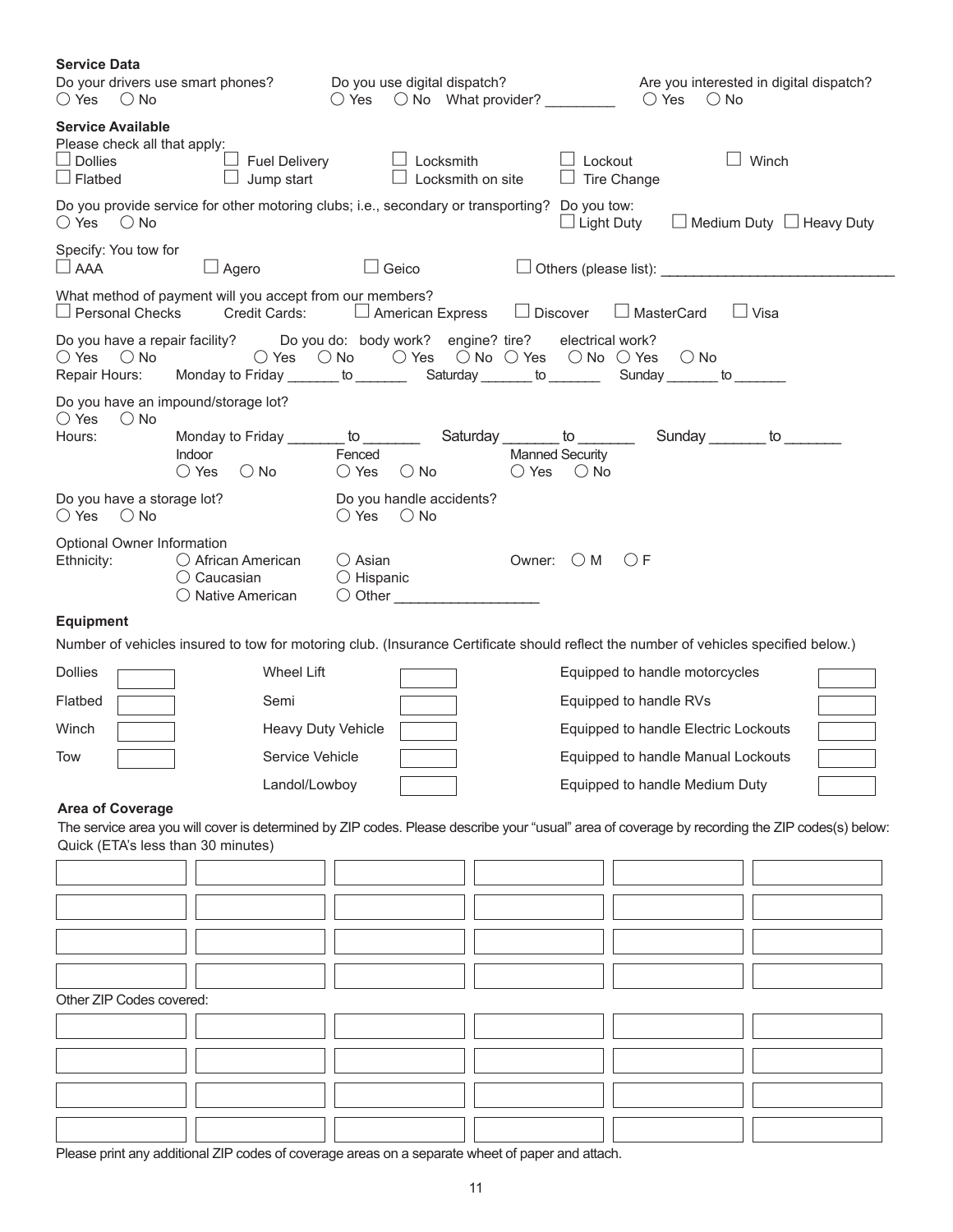**Service Data**

Do your drivers use smart phones? ○ Yes ○ No

Do you use digital dispatch? ○ Yes ○ No What provider? _________

Are you interested in digital dispatch? ○ Yes ○ No

**Service Available**

Please check all that apply:

☐ Dollies ☐ Fuel Delivery ☐ Locksmith ☐ Lockout ☐ Winch
☐ Flatbed ☐ Jump start ☐ Locksmith on site ☐ Tire Change

Do you provide service for other motoring clubs; i.e., secondary or transporting? ○ Yes ○ No

Do you tow: ☐ Light Duty ☐ Medium Duty ☐ Heavy Duty

Specify: You tow for
☐ AAA ☐ Agero ☐ Geico ☐ Others (please list): ______________________________

What method of payment will you accept from our members?
☐ Personal Checks Credit Cards: ☐ American Express ☐ Discover ☐ MasterCard ☐ Visa

Do you have a repair facility? ○ Yes ○ No

Do you do: body work? ○ Yes ○ No engine? ○ Yes ○ No tire? ○ Yes ○ No electrical work? ○ Yes ○ No

Repair Hours: Monday to Friday _______ to _______ Saturday _______ to _______ Sunday _______ to _______

Do you have an impound/storage lot?
○ Yes ○ No

Hours: Monday to Friday _______ to _______ Saturday _______ to _______ Sunday _______ to _______

Indoor ○ Yes ○ No Fenced ○ Yes ○ No Manned Security ○ Yes ○ No

Do you have a storage lot? ○ Yes ○ No

Do you handle accidents? ○ Yes ○ No

Optional Owner Information

Ethnicity: ○ African American ○ Asian ○ Caucasian ○ Hispanic ○ Native American ○ Other __________________

Owner: ○ M ○ F

**Equipment**

Number of vehicles insured to tow for motoring club. (Insurance Certificate should reflect the number of vehicles specified below.)

| | | | | | |
|---|---|---|---|---|---|
| Dollies | | Wheel Lift | | Equipped to handle motorcycles | |
| Flatbed | | Semi | | Equipped to handle RVs | |
| Winch | | Heavy Duty Vehicle | | Equipped to handle Electric Lockouts | |
| Tow | | Service Vehicle | | Equipped to handle Manual Lockouts | |
| | | Landol/Lowboy | | Equipped to handle Medium Duty | |

**Area of Coverage**

The service area you will cover is determined by ZIP codes. Please describe your "usual" area of coverage by recording the ZIP codes(s) below:

Quick (ETA's less than 30 minutes)

| | | | | | |
|---|---|---|---|---|---|
| | | | | | |
| | | | | | |
| | | | | | |
| | | | | | |

Other ZIP Codes covered:

| | | | | | |
|---|---|---|---|---|---|
| | | | | | |
| | | | | | |
| | | | | | |
| | | | | | |

Please print any additional ZIP codes of coverage areas on a separate wheet of paper and attach.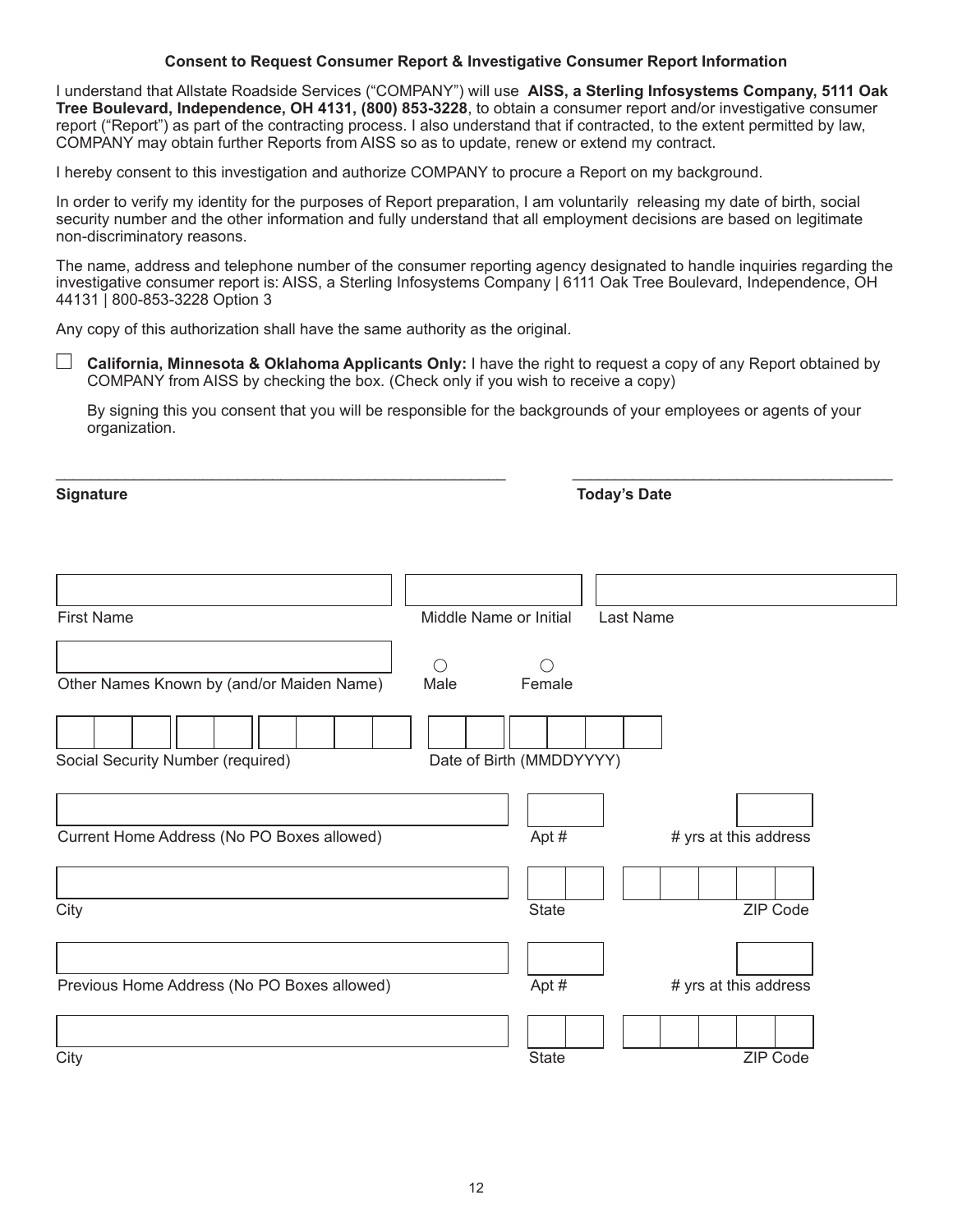## Consent to Request Consumer Report & Investigative Consumer Report Information

I understand that Allstate Roadside Services ("COMPANY") will use **AISS, a Sterling Infosystems Company, 5111 Oak Tree Boulevard, Independence, OH 4131, (800) 853-3228**, to obtain a consumer report and/or investigative consumer report ("Report") as part of the contracting process. I also understand that if contracted, to the extent permitted by law, COMPANY may obtain further Reports from AISS so as to update, renew or extend my contract.

I hereby consent to this investigation and authorize COMPANY to procure a Report on my background.

In order to verify my identity for the purposes of Report preparation, I am voluntarily releasing my date of birth, social security number and the other information and fully understand that all employment decisions are based on legitimate non-discriminatory reasons.

The name, address and telephone number of the consumer reporting agency designated to handle inquiries regarding the investigative consumer report is: AISS, a Sterling Infosystems Company | 6111 Oak Tree Boulevard, Independence, OH 44131 | 800-853-3228 Option 3

Any copy of this authorization shall have the same authority as the original.

☐ **California, Minnesota & Oklahoma Applicants Only:** I have the right to request a copy of any Report obtained by COMPANY from AISS by checking the box. (Check only if you wish to receive a copy)

By signing this you consent that you will be responsible for the backgrounds of your employees or agents of your organization.

\_\_\_\_\_\_\_\_\_\_\_\_\_\_\_\_\_\_\_\_\_\_\_\_\_\_\_\_\_\_\_\_\_\_\_\_\_\_\_\_ \_\_\_\_\_\_\_\_\_\_\_\_\_\_\_\_\_\_\_\_\_\_\_\_\_\_\_\_

**Signature** **Today's Date**

First Name ____________ Middle Name or Initial ____________ Last Name ____________

Other Names Known by (and/or Maiden Name) ____________ ◯ Male ◯ Female

Social Security Number (required) ___ ___ ___ - ___ ___ - ___ ___ ___ ___

Date of Birth (MMDDYYYY) ___ ___ ___ ___ ___ ___ ___ ___

Current Home Address (No PO Boxes allowed) ____________ Apt # ______ # yrs at this address ______

City ____________ State ___ ___ ZIP Code ___ ___ ___ ___ ___

Previous Home Address (No PO Boxes allowed) ____________ Apt # ______ # yrs at this address ______

City ____________ State ___ ___ ZIP Code ___ ___ ___ ___ ___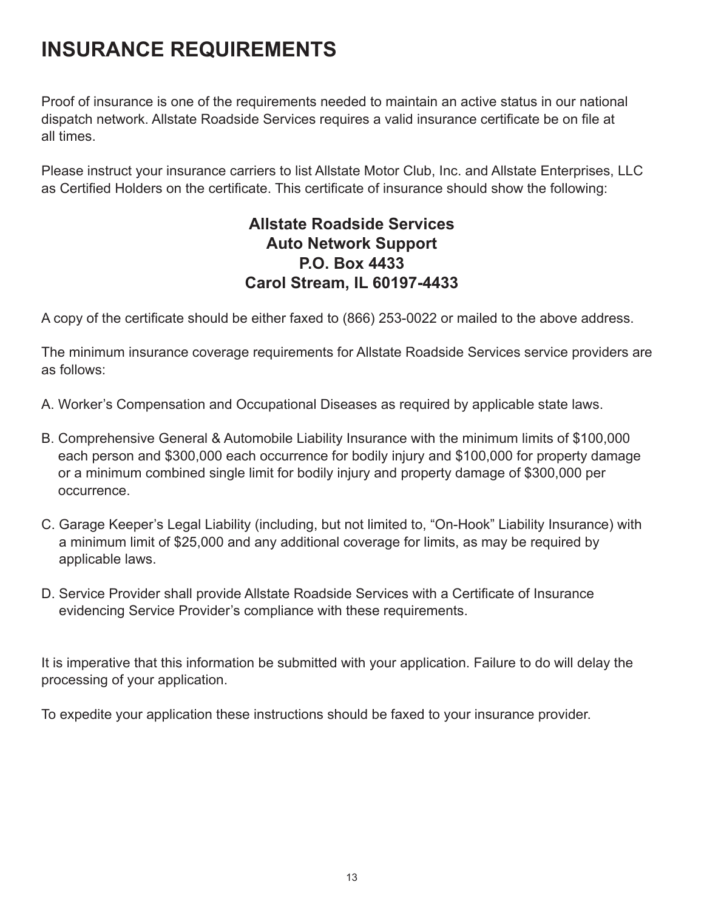# INSURANCE REQUIREMENTS

Proof of insurance is one of the requirements needed to maintain an active status in our national dispatch network. Allstate Roadside Services requires a valid insurance certificate be on file at all times.

Please instruct your insurance carriers to list Allstate Motor Club, Inc. and Allstate Enterprises, LLC as Certified Holders on the certificate. This certificate of insurance should show the following:

**Allstate Roadside Services**
**Auto Network Support**
**P.O. Box 4433**
**Carol Stream, IL 60197-4433**

A copy of the certificate should be either faxed to (866) 253-0022 or mailed to the above address.

The minimum insurance coverage requirements for Allstate Roadside Services service providers are as follows:

A. Worker's Compensation and Occupational Diseases as required by applicable state laws.

B. Comprehensive General & Automobile Liability Insurance with the minimum limits of $100,000 each person and $300,000 each occurrence for bodily injury and $100,000 for property damage or a minimum combined single limit for bodily injury and property damage of $300,000 per occurrence.

C. Garage Keeper's Legal Liability (including, but not limited to, "On-Hook" Liability Insurance) with a minimum limit of $25,000 and any additional coverage for limits, as may be required by applicable laws.

D. Service Provider shall provide Allstate Roadside Services with a Certificate of Insurance evidencing Service Provider's compliance with these requirements.

It is imperative that this information be submitted with your application. Failure to do will delay the processing of your application.

To expedite your application these instructions should be faxed to your insurance provider.